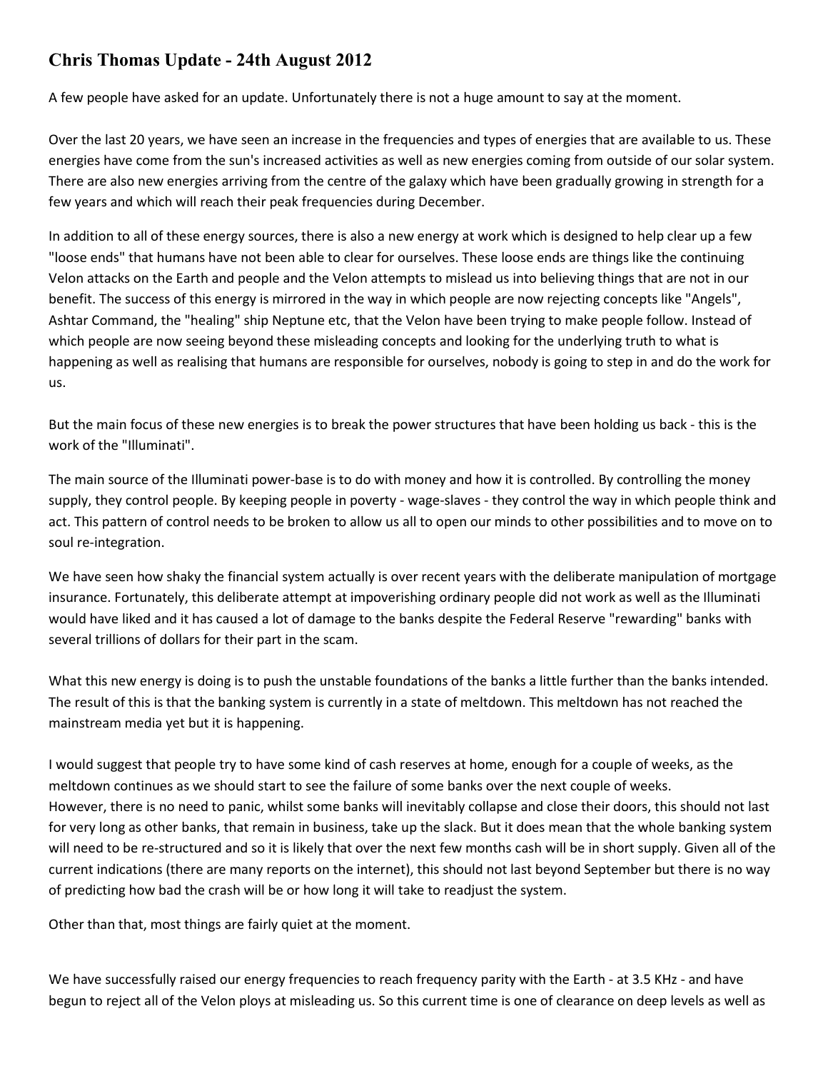# Chris Thomas Update - 24th August 2012

A few people have asked for an update. Unfortunately there is not a huge amount to say at the moment.

Over the last 20 years, we have seen an increase in the frequencies and types of energies that are available to us. These energies have come from the sun's increased activities as well as new energies coming from outside of our solar system. There are also new energies arriving from the centre of the galaxy which have been gradually growing in strength for a few years and which will reach their peak frequencies during December.

In addition to all of these energy sources, there is also a new energy at work which is designed to help clear up a few "loose ends" that humans have not been able to clear for ourselves. These loose ends are things like the continuing Velon attacks on the Earth and people and the Velon attempts to mislead us into believing things that are not in our benefit. The success of this energy is mirrored in the way in which people are now rejecting concepts like "Angels", Ashtar Command, the "healing" ship Neptune etc, that the Velon have been trying to make people follow. Instead of which people are now seeing beyond these misleading concepts and looking for the underlying truth to what is happening as well as realising that humans are responsible for ourselves, nobody is going to step in and do the work for us.

But the main focus of these new energies is to break the power structures that have been holding us back - this is the work of the "Illuminati".

The main source of the Illuminati power-base is to do with money and how it is controlled. By controlling the money supply, they control people. By keeping people in poverty - wage-slaves - they control the way in which people think and act. This pattern of control needs to be broken to allow us all to open our minds to other possibilities and to move on to soul re-integration.

We have seen how shaky the financial system actually is over recent years with the deliberate manipulation of mortgage insurance. Fortunately, this deliberate attempt at impoverishing ordinary people did not work as well as the Illuminati would have liked and it has caused a lot of damage to the banks despite the Federal Reserve "rewarding" banks with several trillions of dollars for their part in the scam.

What this new energy is doing is to push the unstable foundations of the banks a little further than the banks intended. The result of this is that the banking system is currently in a state of meltdown. This meltdown has not reached the mainstream media yet but it is happening.

I would suggest that people try to have some kind of cash reserves at home, enough for a couple of weeks, as the meltdown continues as we should start to see the failure of some banks over the next couple of weeks.
However, there is no need to panic, whilst some banks will inevitably collapse and close their doors, this should not last for very long as other banks, that remain in business, take up the slack. But it does mean that the whole banking system will need to be re-structured and so it is likely that over the next few months cash will be in short supply. Given all of the current indications (there are many reports on the internet), this should not last beyond September but there is no way of predicting how bad the crash will be or how long it will take to readjust the system.

Other than that, most things are fairly quiet at the moment.

We have successfully raised our energy frequencies to reach frequency parity with the Earth - at 3.5 KHz - and have begun to reject all of the Velon ploys at misleading us. So this current time is one of clearance on deep levels as well as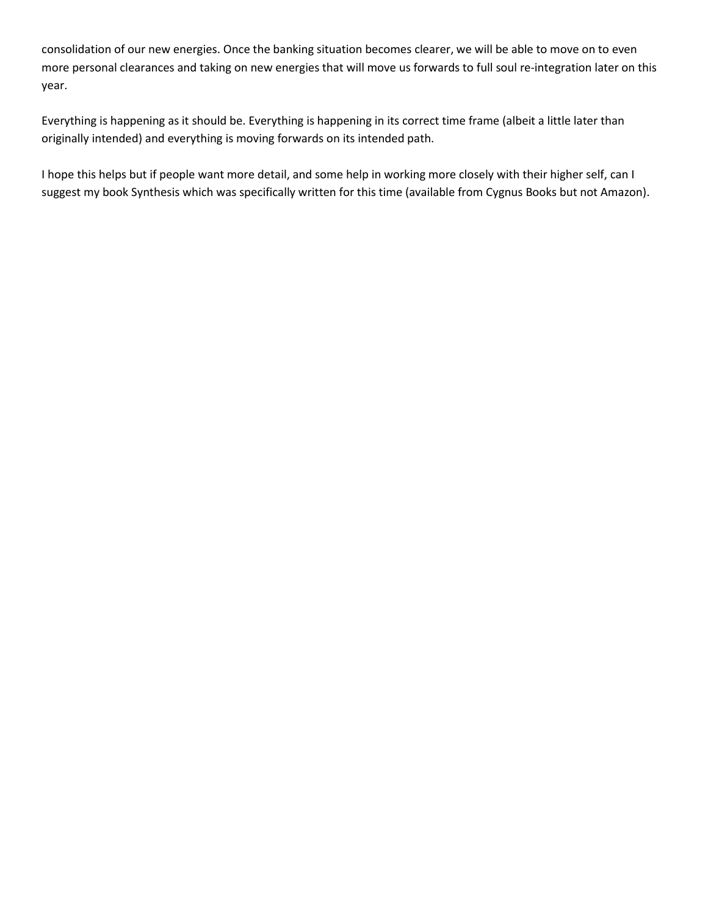consolidation of our new energies. Once the banking situation becomes clearer, we will be able to move on to even more personal clearances and taking on new energies that will move us forwards to full soul re-integration later on this year.

Everything is happening as it should be. Everything is happening in its correct time frame (albeit a little later than originally intended) and everything is moving forwards on its intended path.

I hope this helps but if people want more detail, and some help in working more closely with their higher self, can I suggest my book Synthesis which was specifically written for this time (available from Cygnus Books but not Amazon).